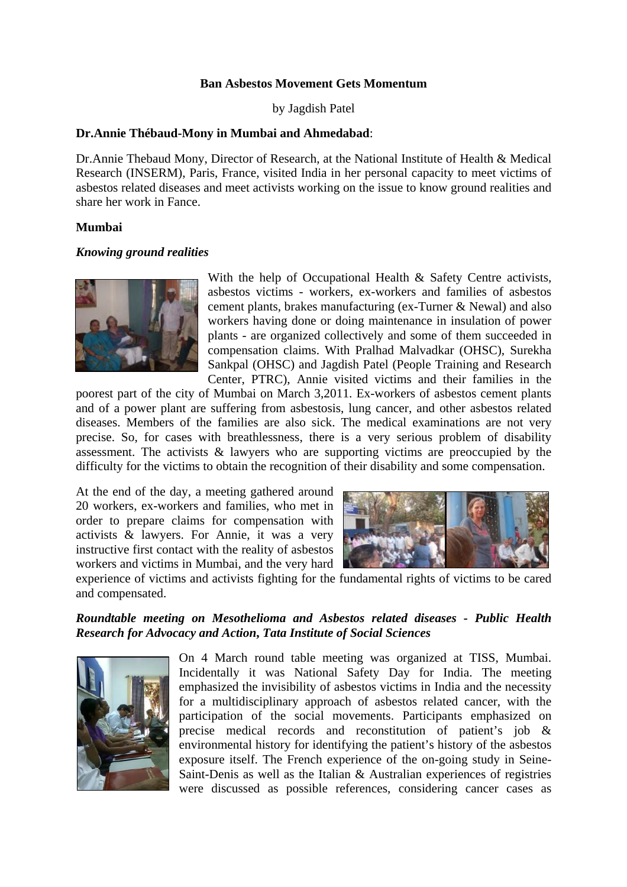# Ban Asbestos Movement Gets Momentum

by Jagdish Patel

**Dr.Annie Thébaud-Mony in Mumbai and Ahmedabad**:

Dr.Annie Thebaud Mony, Director of Research, at the National Institute of Health & Medical Research (INSERM), Paris, France, visited India in her personal capacity to meet victims of asbestos related diseases and meet activists working on the issue to know ground realities and share her work in Fance.

## Mumbai

### *Knowing ground realities*

With the help of Occupational Health & Safety Centre activists, asbestos victims - workers, ex-workers and families of asbestos cement plants, brakes manufacturing (ex-Turner & Newal) and also workers having done or doing maintenance in insulation of power plants - are organized collectively and some of them succeeded in compensation claims. With Pralhad Malvadkar (OHSC), Surekha Sankpal (OHSC) and Jagdish Patel (People Training and Research Center, PTRC), Annie visited victims and their families in the poorest part of the city of Mumbai on March 3,2011. Ex-workers of asbestos cement plants and of a power plant are suffering from asbestosis, lung cancer, and other asbestos related diseases. Members of the families are also sick. The medical examinations are not very precise. So, for cases with breathlessness, there is a very serious problem of disability assessment. The activists & lawyers who are supporting victims are preoccupied by the difficulty for the victims to obtain the recognition of their disability and some compensation.

At the end of the day, a meeting gathered around 20 workers, ex-workers and families, who met in order to prepare claims for compensation with activists & lawyers. For Annie, it was a very instructive first contact with the reality of asbestos workers and victims in Mumbai, and the very hard experience of victims and activists fighting for the fundamental rights of victims to be cared and compensated.

### *Roundtable meeting on Mesothelioma and Asbestos related diseases - Public Health Research for Advocacy and Action, Tata Institute of Social Sciences*

On 4 March round table meeting was organized at TISS, Mumbai. Incidentally it was National Safety Day for India. The meeting emphasized the invisibility of asbestos victims in India and the necessity for a multidisciplinary approach of asbestos related cancer, with the participation of the social movements. Participants emphasized on precise medical records and reconstitution of patient's job & environmental history for identifying the patient's history of the asbestos exposure itself. The French experience of the on-going study in Seine-Saint-Denis as well as the Italian & Australian experiences of registries were discussed as possible references, considering cancer cases as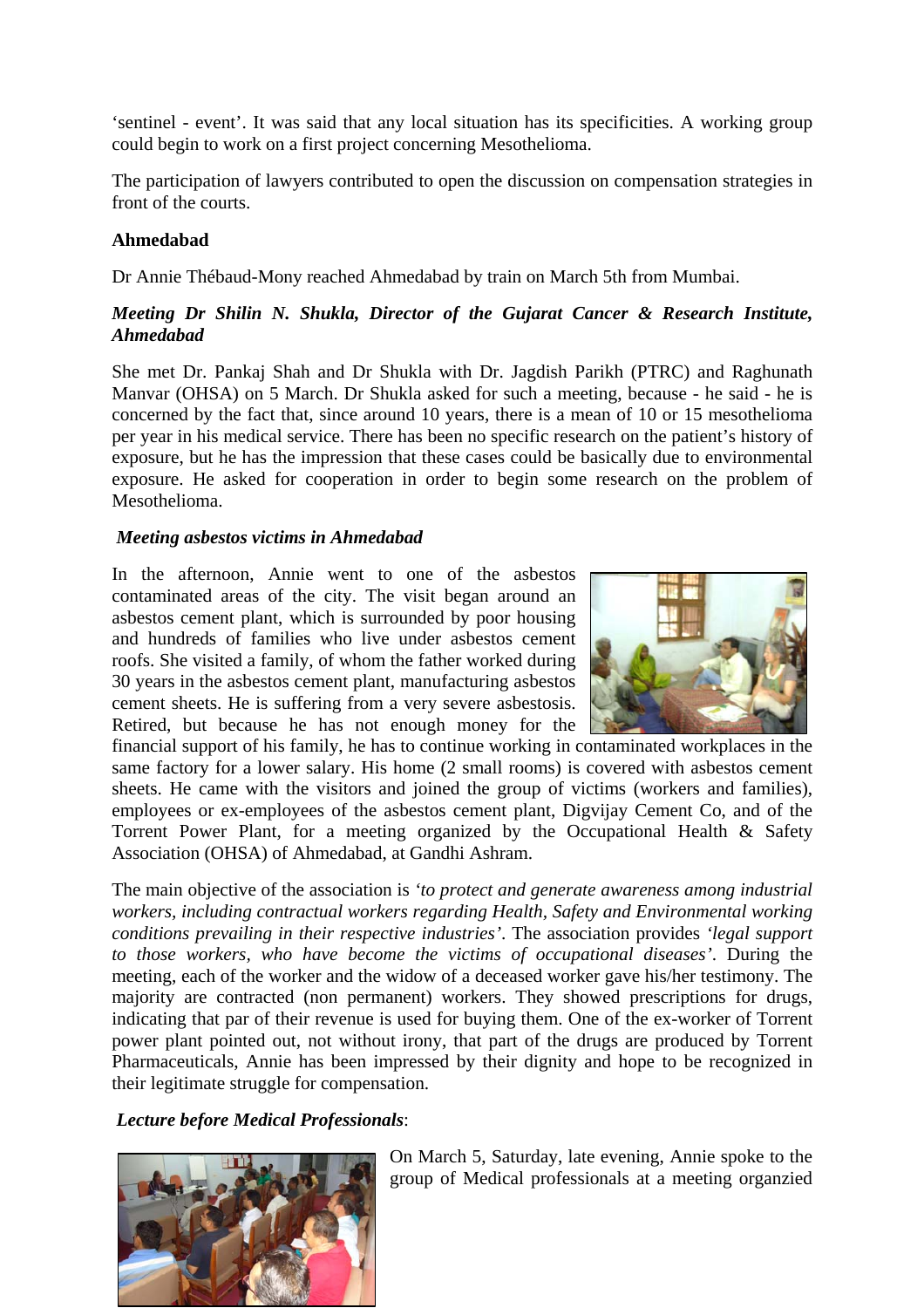'sentinel - event'. It was said that any local situation has its specificities. A working group could begin to work on a first project concerning Mesothelioma.

The participation of lawyers contributed to open the discussion on compensation strategies in front of the courts.

**Ahmedabad**

Dr Annie Thébaud-Mony reached Ahmedabad by train on March 5th from Mumbai.

***Meeting Dr Shilin N. Shukla, Director of the Gujarat Cancer & Research Institute, Ahmedabad***

She met Dr. Pankaj Shah and Dr Shukla with Dr. Jagdish Parikh (PTRC) and Raghunath Manvar (OHSA) on 5 March. Dr Shukla asked for such a meeting, because - he said - he is concerned by the fact that, since around 10 years, there is a mean of 10 or 15 mesothelioma per year in his medical service. There has been no specific research on the patient's history of exposure, but he has the impression that these cases could be basically due to environmental exposure. He asked for cooperation in order to begin some research on the problem of Mesothelioma.

***Meeting asbestos victims in Ahmedabad***

In the afternoon, Annie went to one of the asbestos contaminated areas of the city. The visit began around an asbestos cement plant, which is surrounded by poor housing and hundreds of families who live under asbestos cement roofs. She visited a family, of whom the father worked during 30 years in the asbestos cement plant, manufacturing asbestos cement sheets. He is suffering from a very severe asbestosis. Retired, but because he has not enough money for the financial support of his family, he has to continue working in contaminated workplaces in the same factory for a lower salary. His home (2 small rooms) is covered with asbestos cement sheets. He came with the visitors and joined the group of victims (workers and families), employees or ex-employees of the asbestos cement plant, Digvijay Cement Co, and of the Torrent Power Plant, for a meeting organized by the Occupational Health & Safety Association (OHSA) of Ahmedabad, at Gandhi Ashram.

The main objective of the association is *'to protect and generate awareness among industrial workers, including contractual workers regarding Health, Safety and Environmental working conditions prevailing in their respective industries'*. The association provides *'legal support to those workers, who have become the victims of occupational diseases'*. During the meeting, each of the worker and the widow of a deceased worker gave his/her testimony. The majority are contracted (non permanent) workers. They showed prescriptions for drugs, indicating that par of their revenue is used for buying them. One of the ex-worker of Torrent power plant pointed out, not without irony, that part of the drugs are produced by Torrent Pharmaceuticals, Annie has been impressed by their dignity and hope to be recognized in their legitimate struggle for compensation.

***Lecture before Medical Professionals***:

On March 5, Saturday, late evening, Annie spoke to the group of Medical professionals at a meeting organzied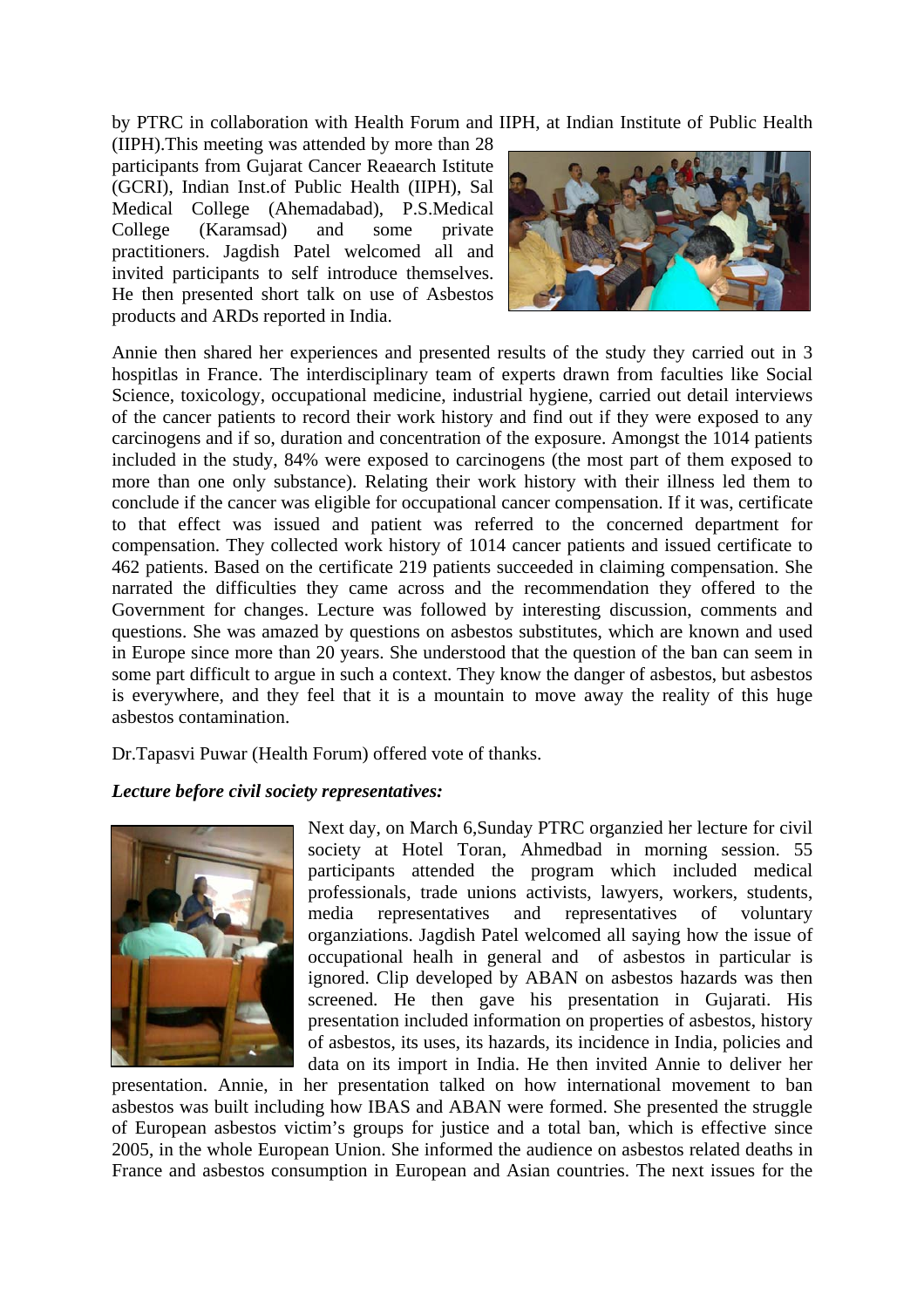by PTRC in collaboration with Health Forum and IIPH, at Indian Institute of Public Health (IIPH).This meeting was attended by more than 28 participants from Gujarat Cancer Reaearch Istitute (GCRI), Indian Inst.of Public Health (IIPH), Sal Medical College (Ahemadabad), P.S.Medical College (Karamsad) and some private practitioners. Jagdish Patel welcomed all and invited participants to self introduce themselves. He then presented short talk on use of Asbestos products and ARDs reported in India.

Annie then shared her experiences and presented results of the study they carried out in 3 hospitlas in France. The interdisciplinary team of experts drawn from faculties like Social Science, toxicology, occupational medicine, industrial hygiene, carried out detail interviews of the cancer patients to record their work history and find out if they were exposed to any carcinogens and if so, duration and concentration of the exposure. Amongst the 1014 patients included in the study, 84% were exposed to carcinogens (the most part of them exposed to more than one only substance). Relating their work history with their illness led them to conclude if the cancer was eligible for occupational cancer compensation. If it was, certificate to that effect was issued and patient was referred to the concerned department for compensation. They collected work history of 1014 cancer patients and issued certificate to 462 patients. Based on the certificate 219 patients succeeded in claiming compensation. She narrated the difficulties they came across and the recommendation they offered to the Government for changes. Lecture was followed by interesting discussion, comments and questions. She was amazed by questions on asbestos substitutes, which are known and used in Europe since more than 20 years. She understood that the question of the ban can seem in some part difficult to argue in such a context. They know the danger of asbestos, but asbestos is everywhere, and they feel that it is a mountain to move away the reality of this huge asbestos contamination.

Dr.Tapasvi Puwar (Health Forum) offered vote of thanks.

***Lecture before civil society representatives:***

Next day, on March 6,Sunday PTRC organzied her lecture for civil society at Hotel Toran, Ahmedbad in morning session. 55 participants attended the program which included medical professionals, trade unions activists, lawyers, workers, students, media representatives and representatives of voluntary organziations. Jagdish Patel welcomed all saying how the issue of occupational healh in general and of asbestos in particular is ignored. Clip developed by ABAN on asbestos hazards was then screened. He then gave his presentation in Gujarati. His presentation included information on properties of asbestos, history of asbestos, its uses, its hazards, its incidence in India, policies and data on its import in India. He then invited Annie to deliver her presentation. Annie, in her presentation talked on how international movement to ban asbestos was built including how IBAS and ABAN were formed. She presented the struggle of European asbestos victim's groups for justice and a total ban, which is effective since 2005, in the whole European Union. She informed the audience on asbestos related deaths in France and asbestos consumption in European and Asian countries. The next issues for the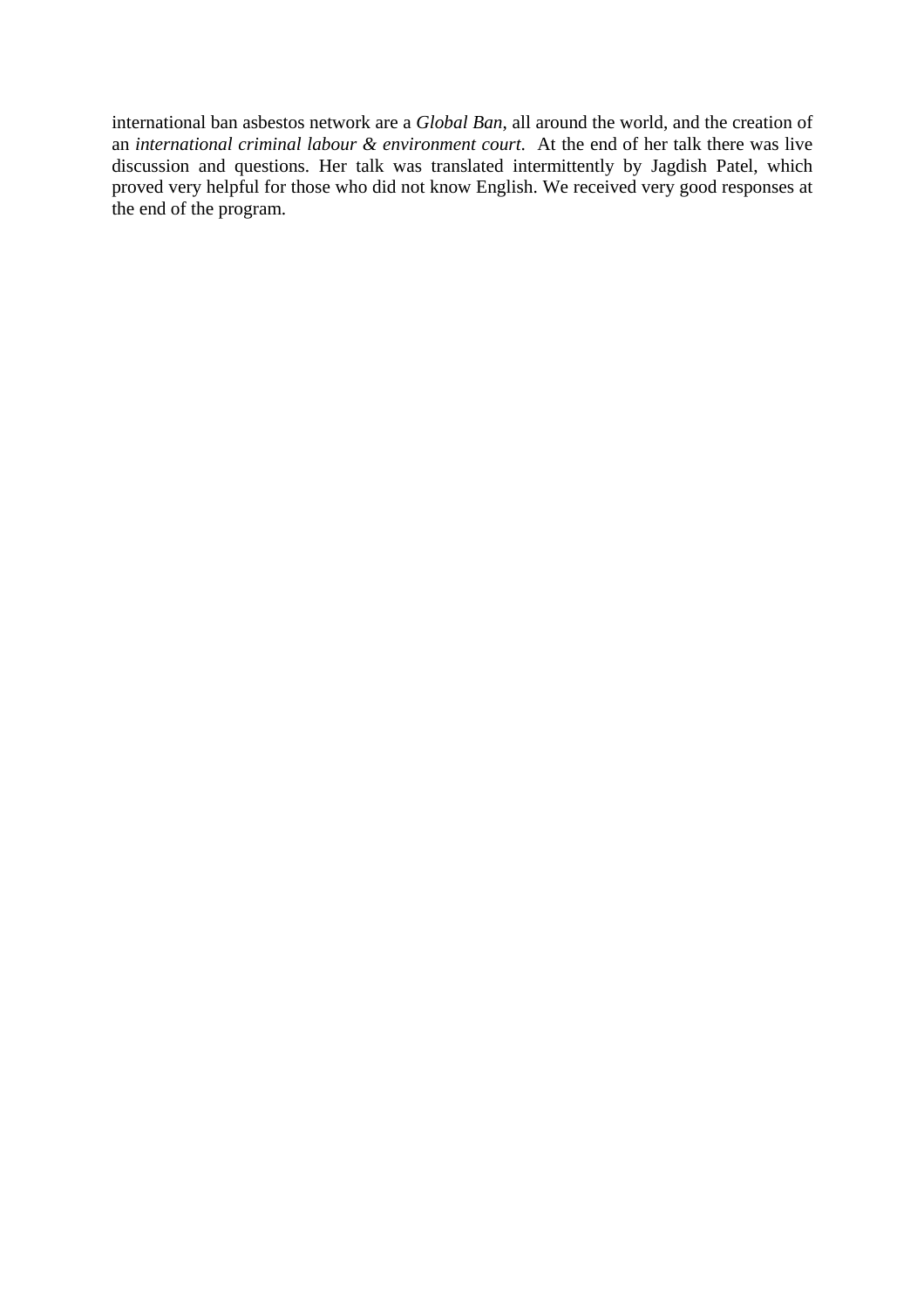international ban asbestos network are a *Global Ban*, all around the world, and the creation of an *international criminal labour & environment court.* At the end of her talk there was live discussion and questions. Her talk was translated intermittently by Jagdish Patel, which proved very helpful for those who did not know English. We received very good responses at the end of the program.